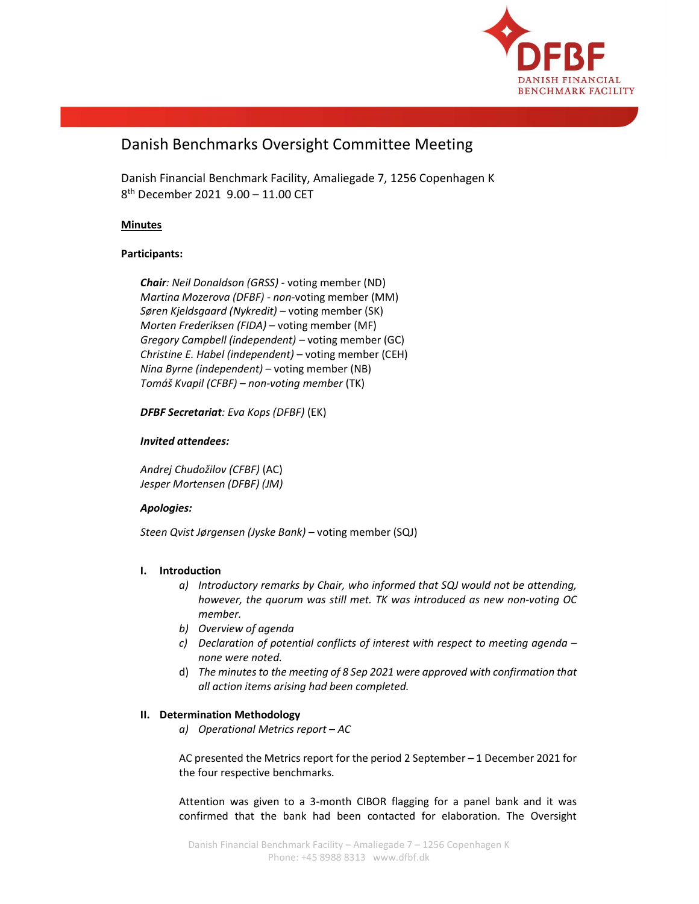# Danish Benchmarks Oversight Committee Meeting

Danish Financial Benchmark Facility, Amaliegade 7, 1256 Copenhagen K
8th December 2021 9.00 – 11.00 CET

**Minutes**

**Participants:**

> ***Chair**: Neil Donaldson (GRSS)* - voting member (ND)
> *Martina Mozerova (DFBF) - non*-voting member (MM)
> *Søren Kjeldsgaard (Nykredit)* – voting member (SK)
> *Morten Frederiksen (FIDA)* – voting member (MF)
> *Gregory Campbell (independent)* – voting member (GC)
> *Christine E. Habel (independent)* – voting member (CEH)
> *Nina Byrne (independent)* – voting member (NB)
> *Tomáš Kvapil (CFBF) – non-voting member* (TK)
>
> ***DFBF Secretariat**: Eva Kops (DFBF)* (EK)
>
> ***Invited attendees:***
>
> *Andrej Chudožilov (CFBF)* (AC)
> *Jesper Mortensen (DFBF) (JM)*
>
> ***Apologies:***
>
> *Steen Qvist Jørgensen (Jyske Bank)* – voting member (SQJ)

**I. Introduction**

a) *Introductory remarks by Chair, who informed that SQJ would not be attending, however, the quorum was still met. TK was introduced as new non-voting OC member.*
b) *Overview of agenda*
c) *Declaration of potential conflicts of interest with respect to meeting agenda – none were noted.*
d) *The minutes to the meeting of 8 Sep 2021 were approved with confirmation that all action items arising had been completed.*

**II. Determination Methodology**

a) *Operational Metrics report – AC*

AC presented the Metrics report for the period 2 September – 1 December 2021 for the four respective benchmarks.

Attention was given to a 3-month CIBOR flagging for a panel bank and it was confirmed that the bank had been contacted for elaboration. The Oversight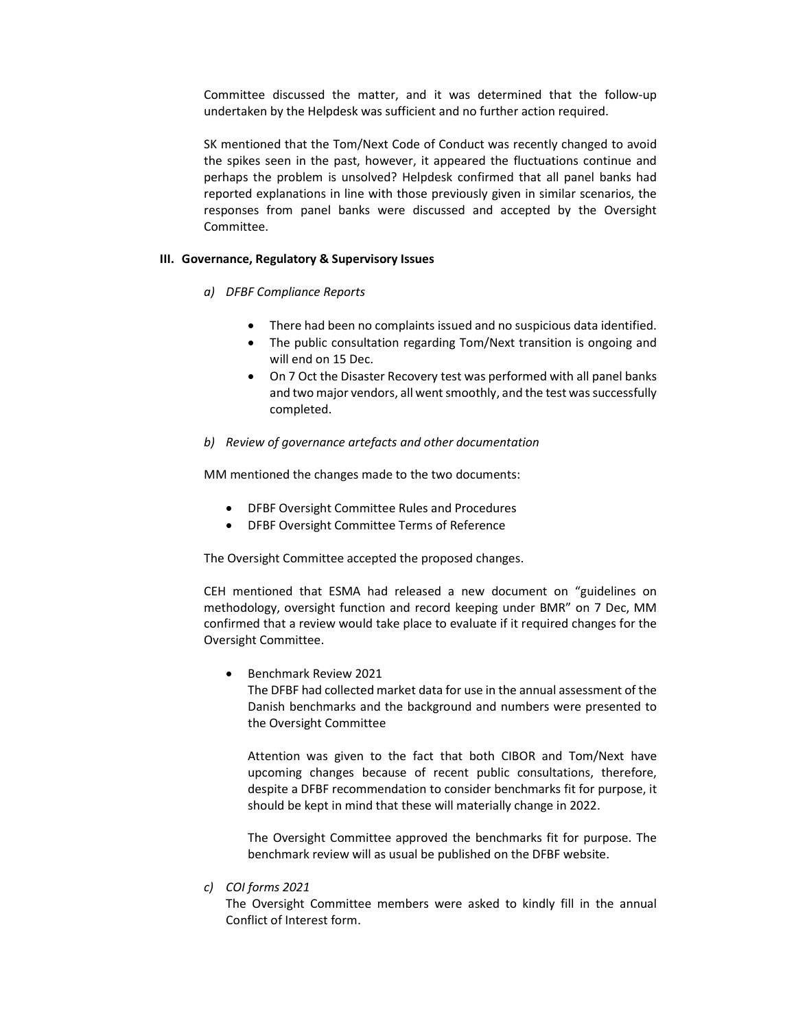Committee discussed the matter, and it was determined that the follow-up undertaken by the Helpdesk was sufficient and no further action required.

SK mentioned that the Tom/Next Code of Conduct was recently changed to avoid the spikes seen in the past, however, it appeared the fluctuations continue and perhaps the problem is unsolved? Helpdesk confirmed that all panel banks had reported explanations in line with those previously given in similar scenarios, the responses from panel banks were discussed and accepted by the Oversight Committee.

### III. Governance, Regulatory & Supervisory Issues

*a) DFBF Compliance Reports*

- There had been no complaints issued and no suspicious data identified.
- The public consultation regarding Tom/Next transition is ongoing and will end on 15 Dec.
- On 7 Oct the Disaster Recovery test was performed with all panel banks and two major vendors, all went smoothly, and the test was successfully completed.

*b) Review of governance artefacts and other documentation*

MM mentioned the changes made to the two documents:

- DFBF Oversight Committee Rules and Procedures
- DFBF Oversight Committee Terms of Reference

The Oversight Committee accepted the proposed changes.

CEH mentioned that ESMA had released a new document on "guidelines on methodology, oversight function and record keeping under BMR" on 7 Dec, MM confirmed that a review would take place to evaluate if it required changes for the Oversight Committee.

- Benchmark Review 2021

  The DFBF had collected market data for use in the annual assessment of the Danish benchmarks and the background and numbers were presented to the Oversight Committee

  Attention was given to the fact that both CIBOR and Tom/Next have upcoming changes because of recent public consultations, therefore, despite a DFBF recommendation to consider benchmarks fit for purpose, it should be kept in mind that these will materially change in 2022.

  The Oversight Committee approved the benchmarks fit for purpose. The benchmark review will as usual be published on the DFBF website.

*c) COI forms 2021*

The Oversight Committee members were asked to kindly fill in the annual Conflict of Interest form.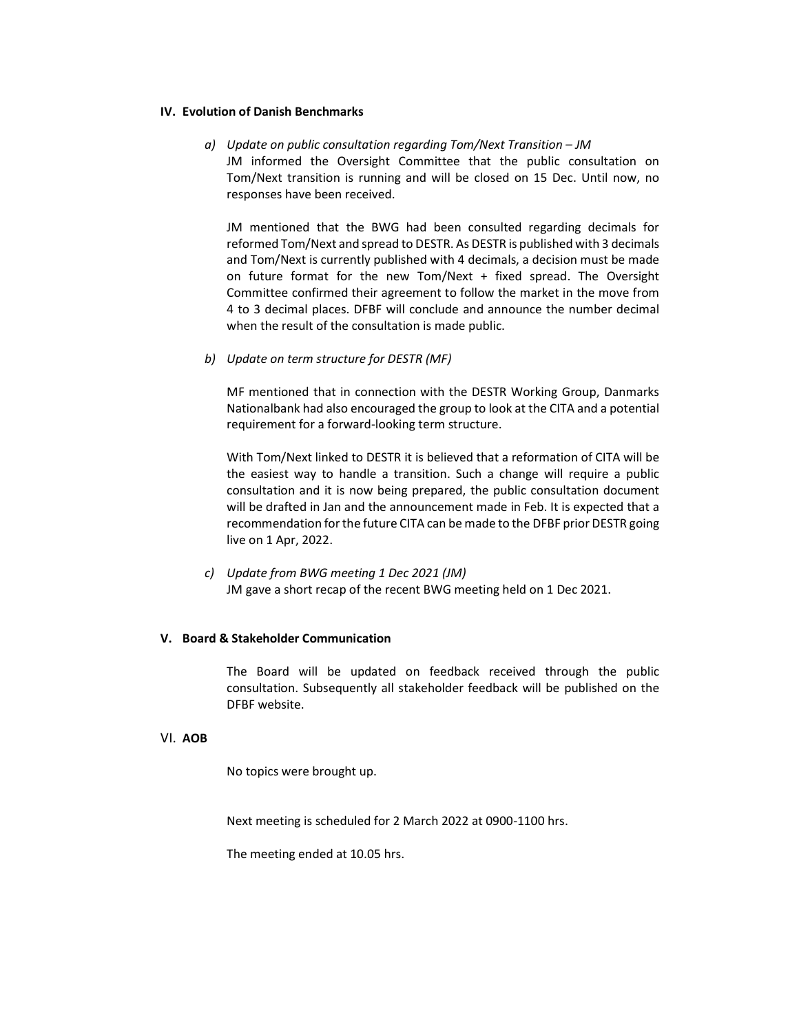## IV. Evolution of Danish Benchmarks

a) *Update on public consultation regarding Tom/Next Transition – JM*

JM informed the Oversight Committee that the public consultation on Tom/Next transition is running and will be closed on 15 Dec. Until now, no responses have been received.

JM mentioned that the BWG had been consulted regarding decimals for reformed Tom/Next and spread to DESTR. As DESTR is published with 3 decimals and Tom/Next is currently published with 4 decimals, a decision must be made on future format for the new Tom/Next + fixed spread. The Oversight Committee confirmed their agreement to follow the market in the move from 4 to 3 decimal places. DFBF will conclude and announce the number decimal when the result of the consultation is made public.

b) *Update on term structure for DESTR (MF)*

MF mentioned that in connection with the DESTR Working Group, Danmarks Nationalbank had also encouraged the group to look at the CITA and a potential requirement for a forward-looking term structure.

With Tom/Next linked to DESTR it is believed that a reformation of CITA will be the easiest way to handle a transition. Such a change will require a public consultation and it is now being prepared, the public consultation document will be drafted in Jan and the announcement made in Feb. It is expected that a recommendation for the future CITA can be made to the DFBF prior DESTR going live on 1 Apr, 2022.

c) *Update from BWG meeting 1 Dec 2021 (JM)*

JM gave a short recap of the recent BWG meeting held on 1 Dec 2021.

## V. Board & Stakeholder Communication

The Board will be updated on feedback received through the public consultation. Subsequently all stakeholder feedback will be published on the DFBF website.

## VI. AOB

No topics were brought up.

Next meeting is scheduled for 2 March 2022 at 0900-1100 hrs.

The meeting ended at 10.05 hrs.